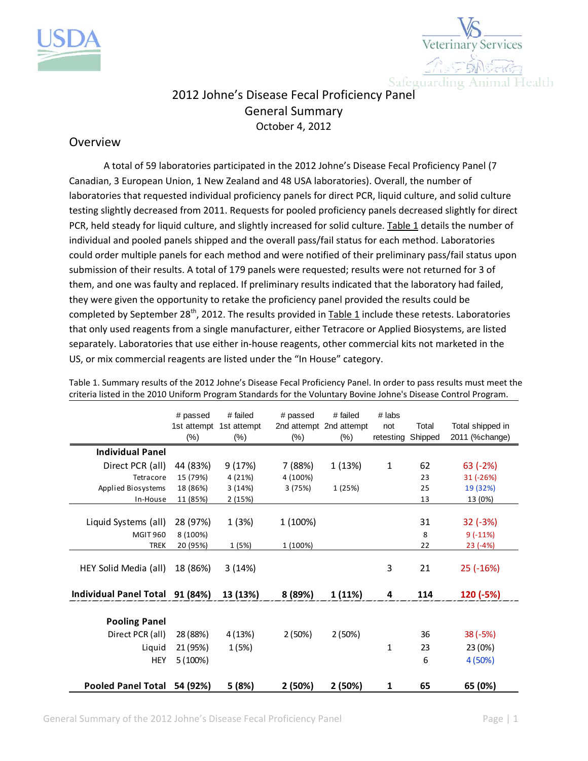# 2012 Johne's Disease Fecal Proficiency Panel
## General Summary
October 4, 2012

## Overview

A total of 59 laboratories participated in the 2012 Johne's Disease Fecal Proficiency Panel (7 Canadian, 3 European Union, 1 New Zealand and 48 USA laboratories). Overall, the number of laboratories that requested individual proficiency panels for direct PCR, liquid culture, and solid culture testing slightly decreased from 2011. Requests for pooled proficiency panels decreased slightly for direct PCR, held steady for liquid culture, and slightly increased for solid culture. Table 1 details the number of individual and pooled panels shipped and the overall pass/fail status for each method. Laboratories could order multiple panels for each method and were notified of their preliminary pass/fail status upon submission of their results. A total of 179 panels were requested; results were not returned for 3 of them, and one was faulty and replaced. If preliminary results indicated that the laboratory had failed, they were given the opportunity to retake the proficiency panel provided the results could be completed by September 28th, 2012. The results provided in Table 1 include these retests. Laboratories that only used reagents from a single manufacturer, either Tetracore or Applied Biosystems, are listed separately. Laboratories that use either in-house reagents, other commercial kits not marketed in the US, or mix commercial reagents are listed under the "In House" category.

Table 1. Summary results of the 2012 Johne's Disease Fecal Proficiency Panel. In order to pass results must meet the criteria listed in the 2010 Uniform Program Standards for the Voluntary Bovine Johne's Disease Control Program.

| | # passed 1st attempt (%) | # failed 1st attempt (%) | # passed 2nd attempt (%) | # failed 2nd attempt (%) | # labs not retesting | Total Shipped | Total shipped in 2011 (%change) |
|---|---|---|---|---|---|---|---|
| **Individual Panel** | | | | | | | |
| Direct PCR (all) | 44 (83%) | 9 (17%) | 7 (88%) | 1 (13%) | 1 | 62 | 63 (-2%) |
| Tetracore | 15 (79%) | 4 (21%) | 4 (100%) | | | 23 | 31 (-26%) |
| Applied Biosystems | 18 (86%) | 3 (14%) | 3 (75%) | 1 (25%) | | 25 | 19 (32%) |
| In-House | 11 (85%) | 2 (15%) | | | | 13 | 13 (0%) |
| Liquid Systems (all) | 28 (97%) | 1 (3%) | 1 (100%) | | | 31 | 32 (-3%) |
| MGIT 960 | 8 (100%) | | | | | 8 | 9 (-11%) |
| TREK | 20 (95%) | 1 (5%) | 1 (100%) | | | 22 | 23 (-4%) |
| HEY Solid Media (all) | 18 (86%) | 3 (14%) | | | 3 | 21 | 25 (-16%) |
| **Individual Panel Total** | **91 (84%)** | **13 (13%)** | **8 (89%)** | **1 (11%)** | **4** | **114** | **120 (-5%)** |
| **Pooling Panel** | | | | | | | |
| Direct PCR (all) | 28 (88%) | 4 (13%) | 2 (50%) | 2 (50%) | | 36 | 38 (-5%) |
| Liquid | 21 (95%) | 1 (5%) | | | 1 | 23 | 23 (0%) |
| HEY | 5 (100%) | | | | | 6 | 4 (50%) |
| **Pooled Panel Total** | **54 (92%)** | **5 (8%)** | **2 (50%)** | **2 (50%)** | **1** | **65** | **65 (0%)** |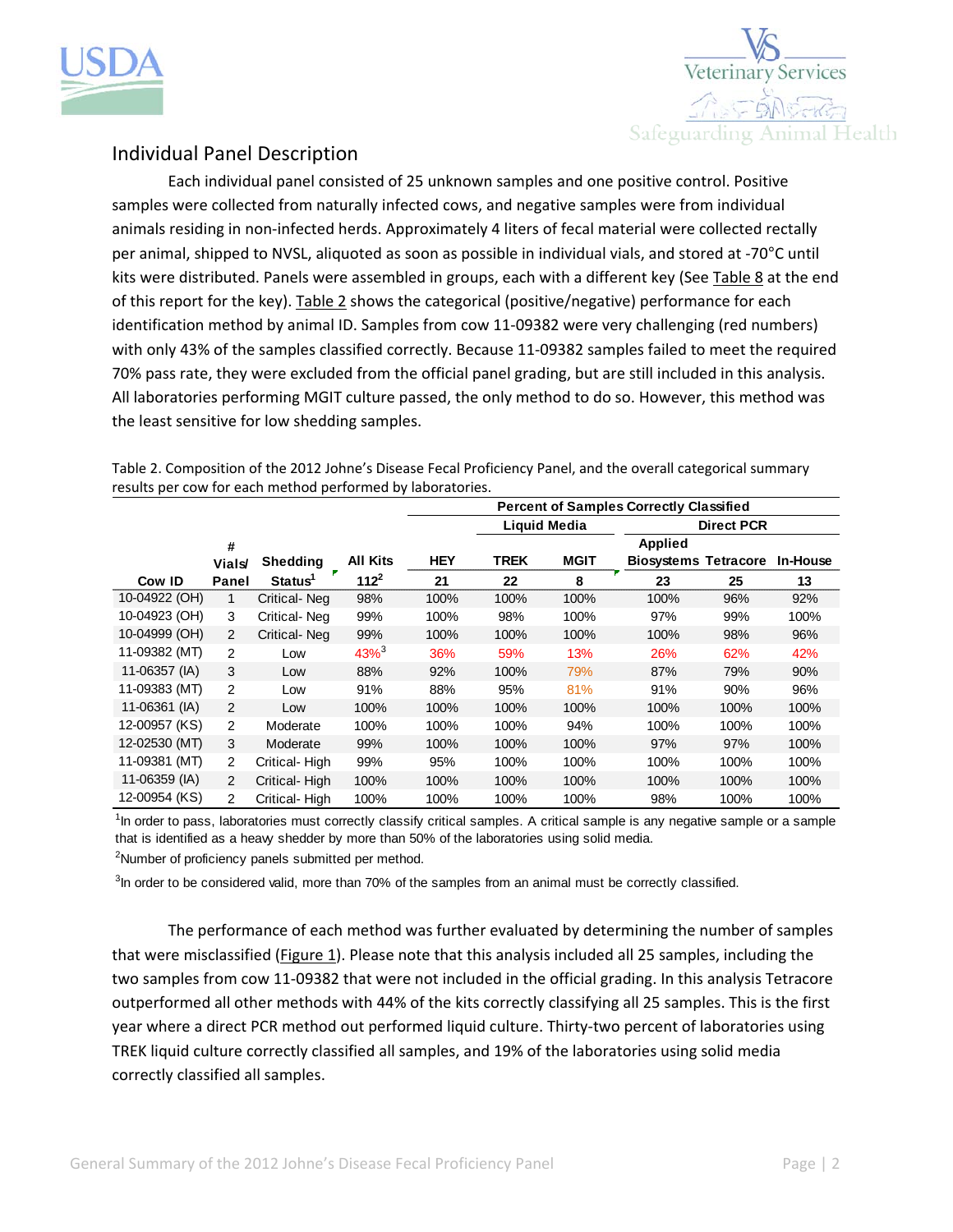## Individual Panel Description

Each individual panel consisted of 25 unknown samples and one positive control. Positive samples were collected from naturally infected cows, and negative samples were from individual animals residing in non-infected herds. Approximately 4 liters of fecal material were collected rectally per animal, shipped to NVSL, aliquoted as soon as possible in individual vials, and stored at -70°C until kits were distributed. Panels were assembled in groups, each with a different key (See Table 8 at the end of this report for the key). Table 2 shows the categorical (positive/negative) performance for each identification method by animal ID. Samples from cow 11-09382 were very challenging (red numbers) with only 43% of the samples classified correctly. Because 11-09382 samples failed to meet the required 70% pass rate, they were excluded from the official panel grading, but are still included in this analysis. All laboratories performing MGIT culture passed, the only method to do so. However, this method was the least sensitive for low shedding samples.

Table 2. Composition of the 2012 Johne's Disease Fecal Proficiency Panel, and the overall categorical summary results per cow for each method performed by laboratories.

| | | | | Percent of Samples Correctly Classified | | | | | | |
|---|---|---|---|---|---|---|---|---|---|---|
| | | | | | Liquid Media | | | Direct PCR | | |
| Cow ID | # Vials/ Panel | Shedding Status[1] | All Kits 112[2] | HEY 21 | TREK 22 | MGIT 8 | Applied Biosystems 23 | Tetracore 25 | In-House 13 |
| 10-04922 (OH) | 1 | Critical- Neg | 98% | 100% | 100% | 100% | 100% | 96% | 92% |
| 10-04923 (OH) | 3 | Critical- Neg | 99% | 100% | 98% | 100% | 97% | 99% | 100% |
| 10-04999 (OH) | 2 | Critical- Neg | 99% | 100% | 100% | 100% | 100% | 98% | 96% |
| 11-09382 (MT) | 2 | Low | 43%[3] | 36% | 59% | 13% | 26% | 62% | 42% |
| 11-06357 (IA) | 3 | Low | 88% | 92% | 100% | 79% | 87% | 79% | 90% |
| 11-09383 (MT) | 2 | Low | 91% | 88% | 95% | 81% | 91% | 90% | 96% |
| 11-06361 (IA) | 2 | Low | 100% | 100% | 100% | 100% | 100% | 100% | 100% |
| 12-00957 (KS) | 2 | Moderate | 100% | 100% | 100% | 94% | 100% | 100% | 100% |
| 12-02530 (MT) | 3 | Moderate | 99% | 100% | 100% | 100% | 97% | 97% | 100% |
| 11-09381 (MT) | 2 | Critical- High | 99% | 95% | 100% | 100% | 100% | 100% | 100% |
| 11-06359 (IA) | 2 | Critical- High | 100% | 100% | 100% | 100% | 100% | 100% | 100% |
| 12-00954 (KS) | 2 | Critical- High | 100% | 100% | 100% | 100% | 98% | 100% | 100% |

[1]In order to pass, laboratories must correctly classify critical samples. A critical sample is any negative sample or a sample that is identified as a heavy shedder by more than 50% of the laboratories using solid media.

[2]Number of proficiency panels submitted per method.

[3]In order to be considered valid, more than 70% of the samples from an animal must be correctly classified.

The performance of each method was further evaluated by determining the number of samples that were misclassified (Figure 1). Please note that this analysis included all 25 samples, including the two samples from cow 11-09382 that were not included in the official grading. In this analysis Tetracore outperformed all other methods with 44% of the kits correctly classifying all 25 samples. This is the first year where a direct PCR method out performed liquid culture. Thirty-two percent of laboratories using TREK liquid culture correctly classified all samples, and 19% of the laboratories using solid media correctly classified all samples.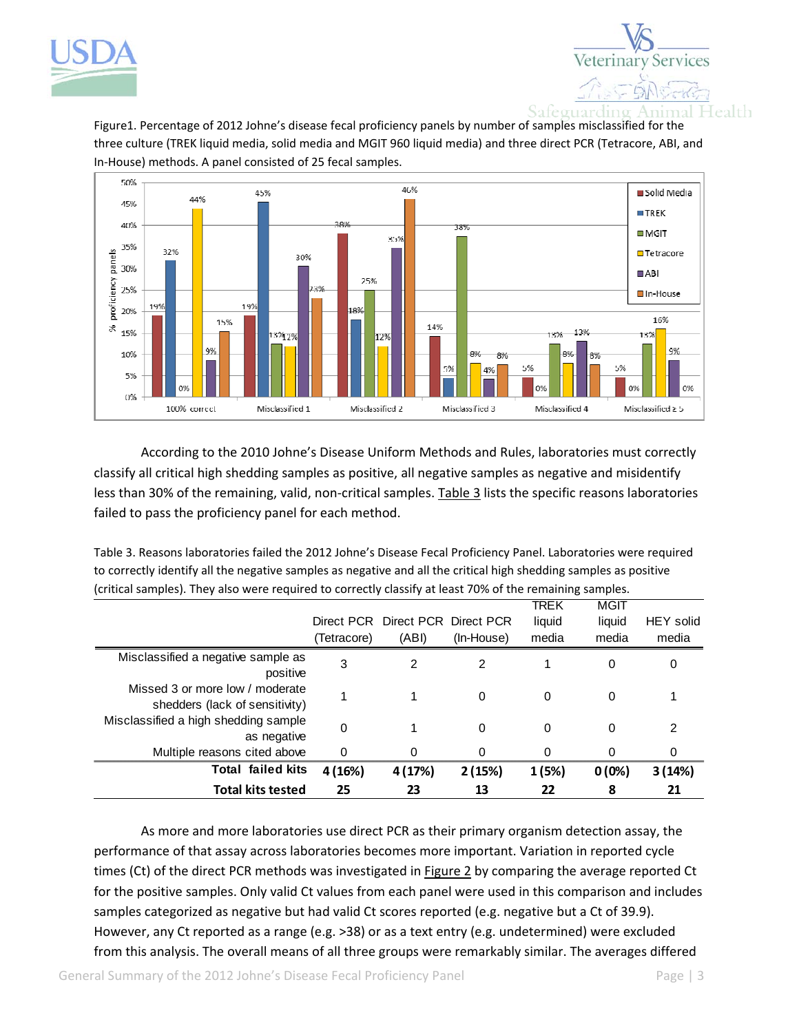Figure1. Percentage of 2012 Johne's disease fecal proficiency panels by number of samples misclassified for the three culture (TREK liquid media, solid media and MGIT 960 liquid media) and three direct PCR (Tetracore, ABI, and In-House) methods. A panel consisted of 25 fecal samples.

According to the 2010 Johne's Disease Uniform Methods and Rules, laboratories must correctly classify all critical high shedding samples as positive, all negative samples as negative and misidentify less than 30% of the remaining, valid, non-critical samples. Table 3 lists the specific reasons laboratories failed to pass the proficiency panel for each method.

Table 3. Reasons laboratories failed the 2012 Johne's Disease Fecal Proficiency Panel. Laboratories were required to correctly identify all the negative samples as negative and all the critical high shedding samples as positive (critical samples). They also were required to correctly classify at least 70% of the remaining samples.

| | Direct PCR (Tetracore) | Direct PCR (ABI) | Direct PCR (In-House) | TREK liquid media | MGIT liquid media | HEY solid media |
|---|---|---|---|---|---|---|
| Misclassified a negative sample as positive | 3 | 2 | 2 | 1 | 0 | 0 |
| Missed 3 or more low / moderate shedders (lack of sensitivity) | 1 | 1 | 0 | 0 | 0 | 1 |
| Misclassified a high shedding sample as negative | 0 | 1 | 0 | 0 | 0 | 2 |
| Multiple reasons cited above | 0 | 0 | 0 | 0 | 0 | 0 |
| **Total failed kits** | **4 (16%)** | **4 (17%)** | **2 (15%)** | **1 (5%)** | **0 (0%)** | **3 (14%)** |
| **Total kits tested** | **25** | **23** | **13** | **22** | **8** | **21** |

As more and more laboratories use direct PCR as their primary organism detection assay, the performance of that assay across laboratories becomes more important. Variation in reported cycle times (Ct) of the direct PCR methods was investigated in Figure 2 by comparing the average reported Ct for the positive samples. Only valid Ct values from each panel were used in this comparison and includes samples categorized as negative but had valid Ct scores reported (e.g. negative but a Ct of 39.9). However, any Ct reported as a range (e.g. >38) or as a text entry (e.g. undetermined) were excluded from this analysis. The overall means of all three groups were remarkably similar. The averages differed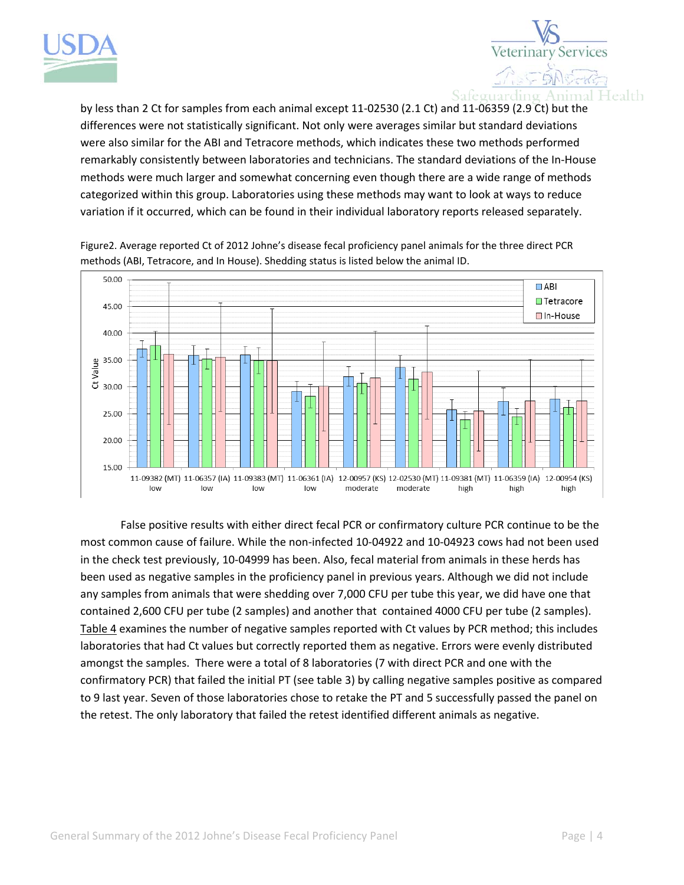by less than 2 Ct for samples from each animal except 11-02530 (2.1 Ct) and 11-06359 (2.9 Ct) but the differences were not statistically significant. Not only were averages similar but standard deviations were also similar for the ABI and Tetracore methods, which indicates these two methods performed remarkably consistently between laboratories and technicians. The standard deviations of the In-House methods were much larger and somewhat concerning even though there are a wide range of methods categorized within this group. Laboratories using these methods may want to look at ways to reduce variation if it occurred, which can be found in their individual laboratory reports released separately.

Figure2. Average reported Ct of 2012 Johne's disease fecal proficiency panel animals for the three direct PCR methods (ABI, Tetracore, and In House). Shedding status is listed below the animal ID.

False positive results with either direct fecal PCR or confirmatory culture PCR continue to be the most common cause of failure. While the non-infected 10-04922 and 10-04923 cows had not been used in the check test previously, 10-04999 has been. Also, fecal material from animals in these herds has been used as negative samples in the proficiency panel in previous years. Although we did not include any samples from animals that were shedding over 7,000 CFU per tube this year, we did have one that contained 2,600 CFU per tube (2 samples) and another that contained 4000 CFU per tube (2 samples). Table 4 examines the number of negative samples reported with Ct values by PCR method; this includes laboratories that had Ct values but correctly reported them as negative. Errors were evenly distributed amongst the samples. There were a total of 8 laboratories (7 with direct PCR and one with the confirmatory PCR) that failed the initial PT (see table 3) by calling negative samples positive as compared to 9 last year. Seven of those laboratories chose to retake the PT and 5 successfully passed the panel on the retest. The only laboratory that failed the retest identified different animals as negative.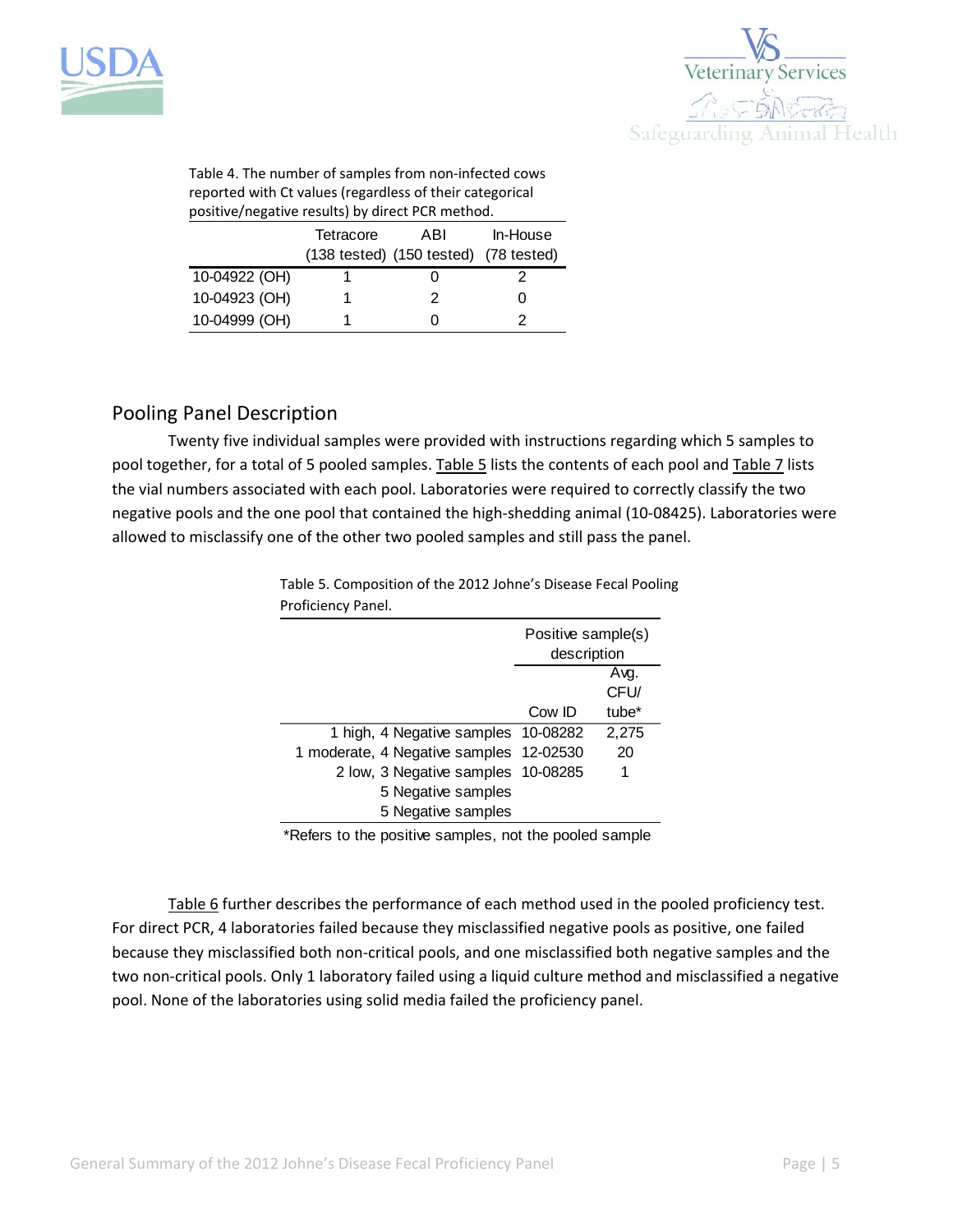Table 4. The number of samples from non-infected cows reported with Ct values (regardless of their categorical positive/negative results) by direct PCR method.

| | Tetracore (138 tested) | ABI (150 tested) | In-House (78 tested) |
|---|---|---|---|
| 10-04922 (OH) | 1 | 0 | 2 |
| 10-04923 (OH) | 1 | 2 | 0 |
| 10-04999 (OH) | 1 | 0 | 2 |

## Pooling Panel Description

Twenty five individual samples were provided with instructions regarding which 5 samples to pool together, for a total of 5 pooled samples. Table 5 lists the contents of each pool and Table 7 lists the vial numbers associated with each pool. Laboratories were required to correctly classify the two negative pools and the one pool that contained the high-shedding animal (10-08425). Laboratories were allowed to misclassify one of the other two pooled samples and still pass the panel.

Table 5. Composition of the 2012 Johne's Disease Fecal Pooling Proficiency Panel.

| | Positive sample(s) description | |
|---|---|---|
| | Cow ID | Avg. CFU/ tube* |
| 1 high, 4 Negative samples | 10-08282 | 2,275 |
| 1 moderate, 4 Negative samples | 12-02530 | 20 |
| 2 low, 3 Negative samples | 10-08285 | 1 |
| 5 Negative samples | | |
| 5 Negative samples | | |

*Refers to the positive samples, not the pooled sample

Table 6 further describes the performance of each method used in the pooled proficiency test. For direct PCR, 4 laboratories failed because they misclassified negative pools as positive, one failed because they misclassified both non-critical pools, and one misclassified both negative samples and the two non-critical pools. Only 1 laboratory failed using a liquid culture method and misclassified a negative pool. None of the laboratories using solid media failed the proficiency panel.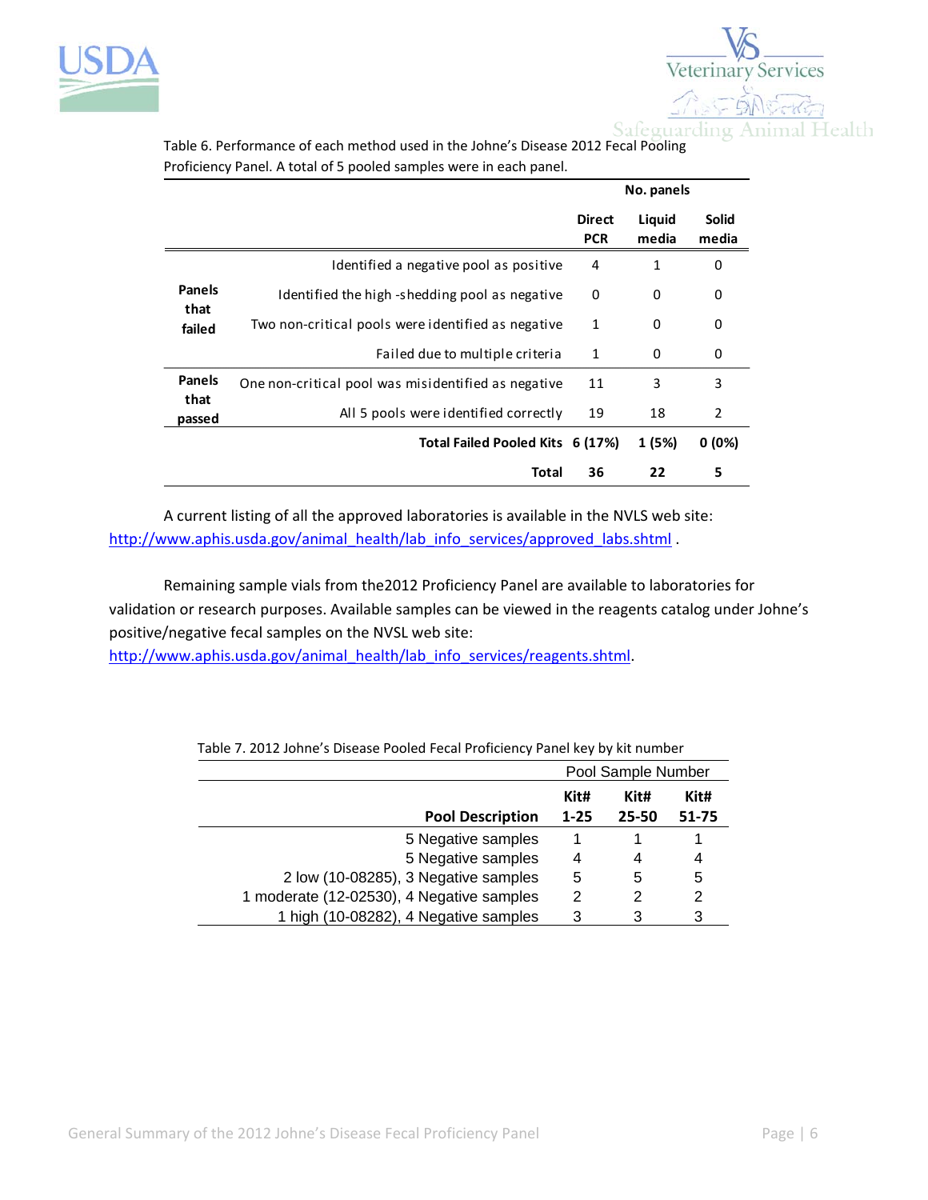Table 6. Performance of each method used in the Johne's Disease 2012 Fecal Pooling Proficiency Panel. A total of 5 pooled samples were in each panel.

| | | No. panels | | |
|---|---|---|---|---|
| | | Direct PCR | Liquid media | Solid media |
| Panels that failed | Identified a negative pool as positive | 4 | 1 | 0 |
| | Identified the high -shedding pool as negative | 0 | 0 | 0 |
| | Two non-critical pools were identified as negative | 1 | 0 | 0 |
| | Failed due to multiple criteria | 1 | 0 | 0 |
| Panels that passed | One non-critical pool was misidentified as negative | 11 | 3 | 3 |
| | All 5 pools were identified correctly | 19 | 18 | 2 |
| | **Total Failed Pooled Kits** | **6 (17%)** | **1 (5%)** | **0 (0%)** |
| | **Total** | **36** | **22** | **5** |

A current listing of all the approved laboratories is available in the NVLS web site: http://www.aphis.usda.gov/animal_health/lab_info_services/approved_labs.shtml .

Remaining sample vials from the2012 Proficiency Panel are available to laboratories for validation or research purposes. Available samples can be viewed in the reagents catalog under Johne's positive/negative fecal samples on the NVSL web site: http://www.aphis.usda.gov/animal_health/lab_info_services/reagents.shtml.

Table 7. 2012 Johne's Disease Pooled Fecal Proficiency Panel key by kit number

| | Pool Sample Number | | |
|---|---|---|---|
| **Pool Description** | **Kit# 1-25** | **Kit# 25-50** | **Kit# 51-75** |
| 5 Negative samples | 1 | 1 | 1 |
| 5 Negative samples | 4 | 4 | 4 |
| 2 low (10-08285), 3 Negative samples | 5 | 5 | 5 |
| 1 moderate (12-02530), 4 Negative samples | 2 | 2 | 2 |
| 1 high (10-08282), 4 Negative samples | 3 | 3 | 3 |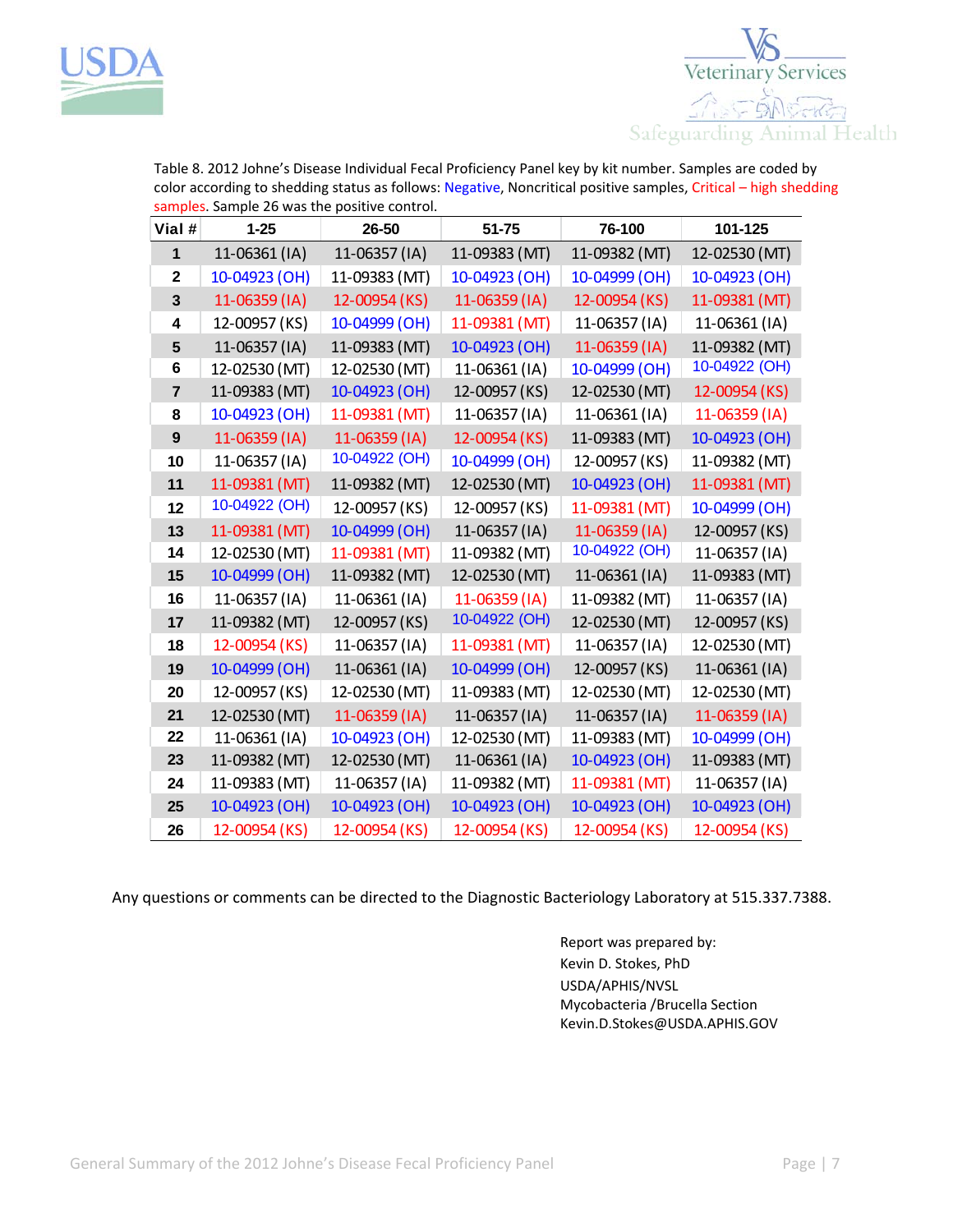Table 8. 2012 Johne's Disease Individual Fecal Proficiency Panel key by kit number. Samples are coded by color according to shedding status as follows: Negative, Noncritical positive samples, Critical – high shedding samples. Sample 26 was the positive control.

| Vial # | 1-25 | 26-50 | 51-75 | 76-100 | 101-125 |
|---|---|---|---|---|---|
| 1 | 11-06361 (IA) | 11-06357 (IA) | 11-09383 (MT) | 11-09382 (MT) | 12-02530 (MT) |
| 2 | 10-04923 (OH) | 11-09383 (MT) | 10-04923 (OH) | 10-04999 (OH) | 10-04923 (OH) |
| 3 | 11-06359 (IA) | 12-00954 (KS) | 11-06359 (IA) | 12-00954 (KS) | 11-09381 (MT) |
| 4 | 12-00957 (KS) | 10-04999 (OH) | 11-09381 (MT) | 11-06357 (IA) | 11-06361 (IA) |
| 5 | 11-06357 (IA) | 11-09383 (MT) | 10-04923 (OH) | 11-06359 (IA) | 11-09382 (MT) |
| 6 | 12-02530 (MT) | 12-02530 (MT) | 11-06361 (IA) | 10-04999 (OH) | 10-04922 (OH) |
| 7 | 11-09383 (MT) | 10-04923 (OH) | 12-00957 (KS) | 12-02530 (MT) | 12-00954 (KS) |
| 8 | 10-04923 (OH) | 11-09381 (MT) | 11-06357 (IA) | 11-06361 (IA) | 11-06359 (IA) |
| 9 | 11-06359 (IA) | 11-06359 (IA) | 12-00954 (KS) | 11-09383 (MT) | 10-04923 (OH) |
| 10 | 11-06357 (IA) | 10-04922 (OH) | 10-04999 (OH) | 12-00957 (KS) | 11-09382 (MT) |
| 11 | 11-09381 (MT) | 11-09382 (MT) | 12-02530 (MT) | 10-04923 (OH) | 11-09381 (MT) |
| 12 | 10-04922 (OH) | 12-00957 (KS) | 12-00957 (KS) | 11-09381 (MT) | 10-04999 (OH) |
| 13 | 11-09381 (MT) | 10-04999 (OH) | 11-06357 (IA) | 11-06359 (IA) | 12-00957 (KS) |
| 14 | 12-02530 (MT) | 11-09381 (MT) | 11-09382 (MT) | 10-04922 (OH) | 11-06357 (IA) |
| 15 | 10-04999 (OH) | 11-09382 (MT) | 12-02530 (MT) | 11-06361 (IA) | 11-09383 (MT) |
| 16 | 11-06357 (IA) | 11-06361 (IA) | 11-06359 (IA) | 11-09382 (MT) | 11-06357 (IA) |
| 17 | 11-09382 (MT) | 12-00957 (KS) | 10-04922 (OH) | 12-02530 (MT) | 12-00957 (KS) |
| 18 | 12-00954 (KS) | 11-06357 (IA) | 11-09381 (MT) | 11-06357 (IA) | 12-02530 (MT) |
| 19 | 10-04999 (OH) | 11-06361 (IA) | 10-04999 (OH) | 12-00957 (KS) | 11-06361 (IA) |
| 20 | 12-00957 (KS) | 12-02530 (MT) | 11-09383 (MT) | 12-02530 (MT) | 12-02530 (MT) |
| 21 | 12-02530 (MT) | 11-06359 (IA) | 11-06357 (IA) | 11-06357 (IA) | 11-06359 (IA) |
| 22 | 11-06361 (IA) | 10-04923 (OH) | 12-02530 (MT) | 11-09383 (MT) | 10-04999 (OH) |
| 23 | 11-09382 (MT) | 12-02530 (MT) | 11-06361 (IA) | 10-04923 (OH) | 11-09383 (MT) |
| 24 | 11-09383 (MT) | 11-06357 (IA) | 11-09382 (MT) | 11-09381 (MT) | 11-06357 (IA) |
| 25 | 10-04923 (OH) | 10-04923 (OH) | 10-04923 (OH) | 10-04923 (OH) | 10-04923 (OH) |
| 26 | 12-00954 (KS) | 12-00954 (KS) | 12-00954 (KS) | 12-00954 (KS) | 12-00954 (KS) |

Any questions or comments can be directed to the Diagnostic Bacteriology Laboratory at 515.337.7388.

Report was prepared by:
Kevin D. Stokes, PhD
USDA/APHIS/NVSL
Mycobacteria /Brucella Section
Kevin.D.Stokes@USDA.APHIS.GOV